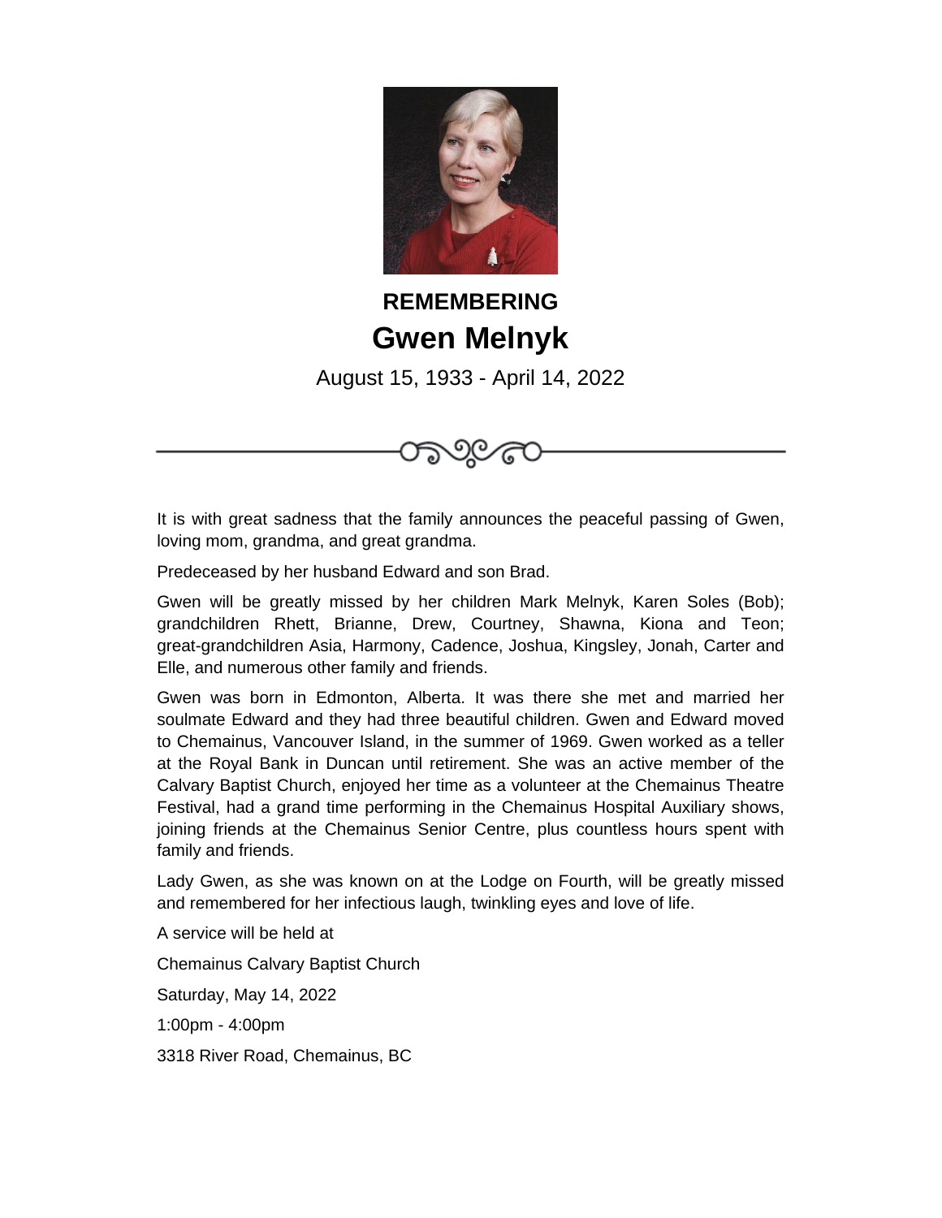**REMEMBERING**

# Gwen Melnyk

August 15, 1933 - April 14, 2022

It is with great sadness that the family announces the peaceful passing of Gwen, loving mom, grandma, and great grandma.

Predeceased by her husband Edward and son Brad.

Gwen will be greatly missed by her children Mark Melnyk, Karen Soles (Bob); grandchildren Rhett, Brianne, Drew, Courtney, Shawna, Kiona and Teon; great-grandchildren Asia, Harmony, Cadence, Joshua, Kingsley, Jonah, Carter and Elle, and numerous other family and friends.

Gwen was born in Edmonton, Alberta. It was there she met and married her soulmate Edward and they had three beautiful children. Gwen and Edward moved to Chemainus, Vancouver Island, in the summer of 1969. Gwen worked as a teller at the Royal Bank in Duncan until retirement. She was an active member of the Calvary Baptist Church, enjoyed her time as a volunteer at the Chemainus Theatre Festival, had a grand time performing in the Chemainus Hospital Auxiliary shows, joining friends at the Chemainus Senior Centre, plus countless hours spent with family and friends.

Lady Gwen, as she was known on at the Lodge on Fourth, will be greatly missed and remembered for her infectious laugh, twinkling eyes and love of life.

A service will be held at

Chemainus Calvary Baptist Church

Saturday, May 14, 2022

1:00pm - 4:00pm

3318 River Road, Chemainus, BC